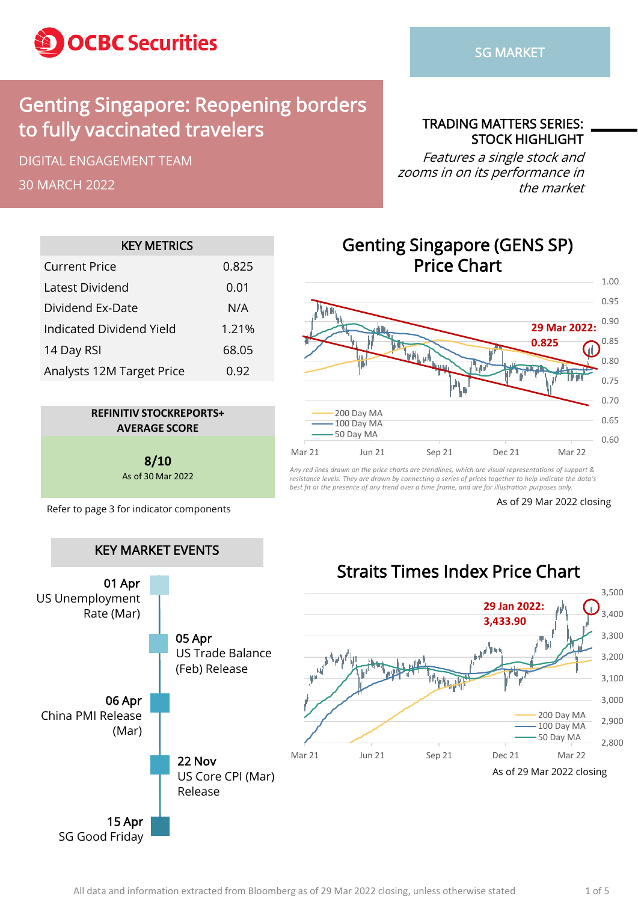OCBC Securities

SG MARKET

# Genting Singapore: Reopening borders to fully vaccinated travelers

DIGITAL ENGAGEMENT TEAM

30 MARCH 2022

**TRADING MATTERS SERIES: STOCK HIGHLIGHT**

*Features a single stock and zooms in on its performance in the market*

| KEY METRICS | |
|---|---|
| Current Price | 0.825 |
| Latest Dividend | 0.01 |
| Dividend Ex-Date | N/A |
| Indicated Dividend Yield | 1.21% |
| 14 Day RSI | 68.05 |
| Analysts 12M Target Price | 0.92 |

**REFINITIV STOCKREPORTS+ AVERAGE SCORE**

**8/10**
As of 30 Mar 2022

Refer to page 3 for indicator components

## Genting Singapore (GENS SP) Price Chart

29 Mar 2022: 0.825

200 Day MA
100 Day MA
50 Day MA

*Any red lines drawn on the price charts are trendlines, which are visual representations of support & resistance levels. They are drawn by connecting a series of prices together to help indicate the data's best fit or the presence of any trend over a time frame, and are for illustration purposes only.*

As of 29 Mar 2022 closing

## KEY MARKET EVENTS

**01 Apr**
US Unemployment Rate (Mar)

**05 Apr**
US Trade Balance (Feb) Release

**06 Apr**
China PMI Release (Mar)

**22 Nov**
US Core CPI (Mar) Release

**15 Apr**
SG Good Friday

## Straits Times Index Price Chart

29 Jan 2022: 3,433.90

200 Day MA
100 Day MA
50 Day MA

As of 29 Mar 2022 closing

All data and information extracted from Bloomberg as of 29 Mar 2022 closing, unless otherwise stated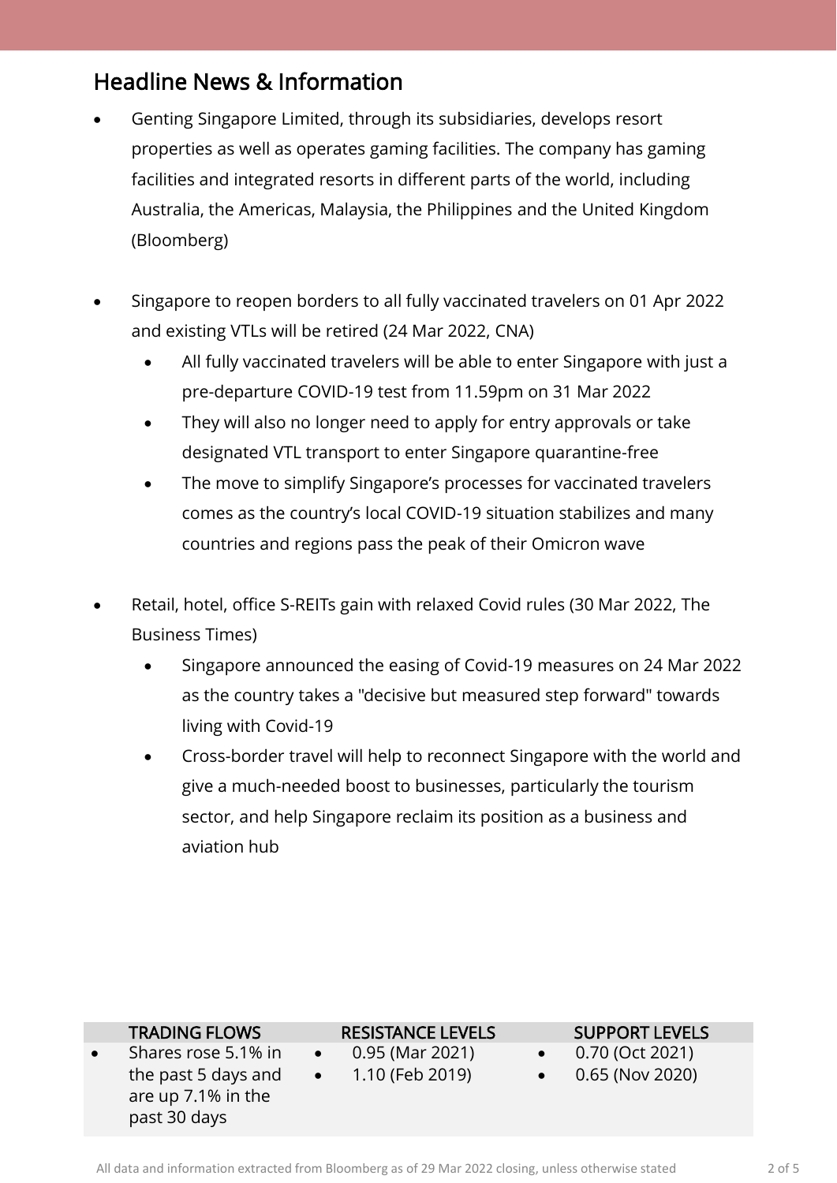## Headline News & Information

- Genting Singapore Limited, through its subsidiaries, develops resort properties as well as operates gaming facilities. The company has gaming facilities and integrated resorts in different parts of the world, including Australia, the Americas, Malaysia, the Philippines and the United Kingdom (Bloomberg)

- Singapore to reopen borders to all fully vaccinated travelers on 01 Apr 2022 and existing VTLs will be retired (24 Mar 2022, CNA)
  - All fully vaccinated travelers will be able to enter Singapore with just a pre-departure COVID-19 test from 11.59pm on 31 Mar 2022
  - They will also no longer need to apply for entry approvals or take designated VTL transport to enter Singapore quarantine-free
  - The move to simplify Singapore's processes for vaccinated travelers comes as the country's local COVID-19 situation stabilizes and many countries and regions pass the peak of their Omicron wave

- Retail, hotel, office S-REITs gain with relaxed Covid rules (30 Mar 2022, The Business Times)
  - Singapore announced the easing of Covid-19 measures on 24 Mar 2022 as the country takes a "decisive but measured step forward" towards living with Covid-19
  - Cross-border travel will help to reconnect Singapore with the world and give a much-needed boost to businesses, particularly the tourism sector, and help Singapore reclaim its position as a business and aviation hub

| TRADING FLOWS | RESISTANCE LEVELS | SUPPORT LEVELS |
|---|---|---|
| • Shares rose 5.1% in the past 5 days and are up 7.1% in the past 30 days | • 0.95 (Mar 2021)<br>• 1.10 (Feb 2019) | • 0.70 (Oct 2021)<br>• 0.65 (Nov 2020) |

All data and information extracted from Bloomberg as of 29 Mar 2022 closing, unless otherwise stated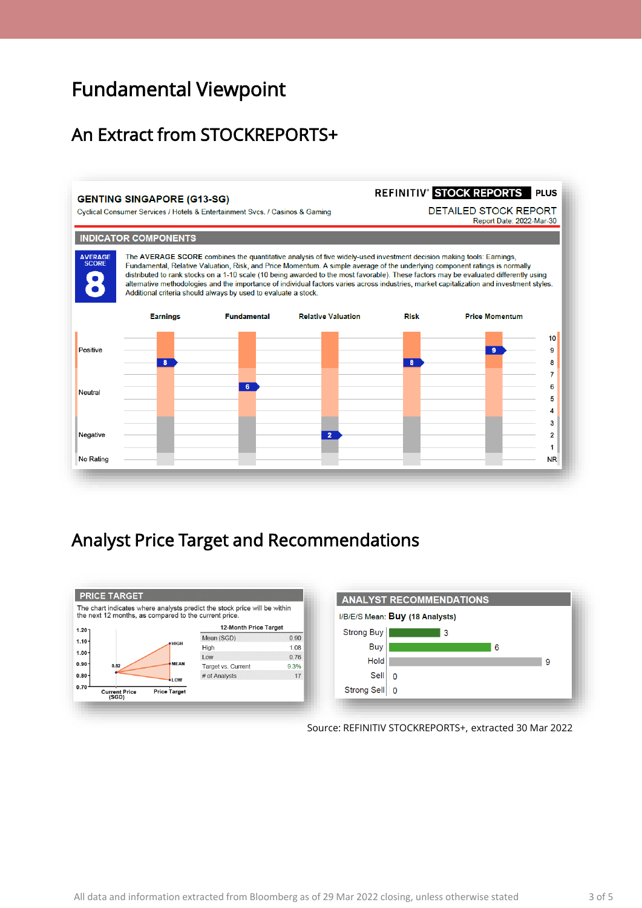# Fundamental Viewpoint

## An Extract from STOCKREPORTS+

**GENTING SINGAPORE (G13-SG)**

Cyclical Consumer Services / Hotels & Entertainment Svcs. / Casinos & Gaming

REFINITIV® STOCK REPORTS PLUS

DETAILED STOCK REPORT

Report Date: 2022-Mar-30

**INDICATOR COMPONENTS**

AVERAGE SCORE **8**

The AVERAGE SCORE combines the quantitative analysis of five widely-used investment decision making tools: Earnings, Fundamental, Relative Valuation, Risk, and Price Momentum. A simple average of the underlying component ratings is normally distributed to rank stocks on a 1-10 scale (10 being awarded to the most favorable). These factors may be evaluated differently using alternative methodologies and the importance of individual factors varies across industries, market capitalization and investment styles. Additional criteria should always by used to evaluate a stock.

| Earnings | Fundamental | Relative Valuation | Risk | Price Momentum |
|---|---|---|---|---|
| 8 | 6 | 2 | 8 | 9 |

## Analyst Price Target and Recommendations

**PRICE TARGET**

The chart indicates where analysts predict the stock price will be within the next 12 months, as compared to the current price.

| 12-Month Price Target | |
|---|---|
| Mean (SGD) | 0.90 |
| High | 1.08 |
| Low | 0.76 |
| Target vs. Current | 9.3% |
| # of Analysts | 17 |

Current Price (SGD): 0.82

**ANALYST RECOMMENDATIONS**

I/B/E/S Mean: **Buy** (18 Analysts)

| Recommendation | Count |
|---|---|
| Strong Buy | 3 |
| Buy | 6 |
| Hold | 9 |
| Sell | 0 |
| Strong Sell | 0 |

Source: REFINITIV STOCKREPORTS+, extracted 30 Mar 2022

All data and information extracted from Bloomberg as of 29 Mar 2022 closing, unless otherwise stated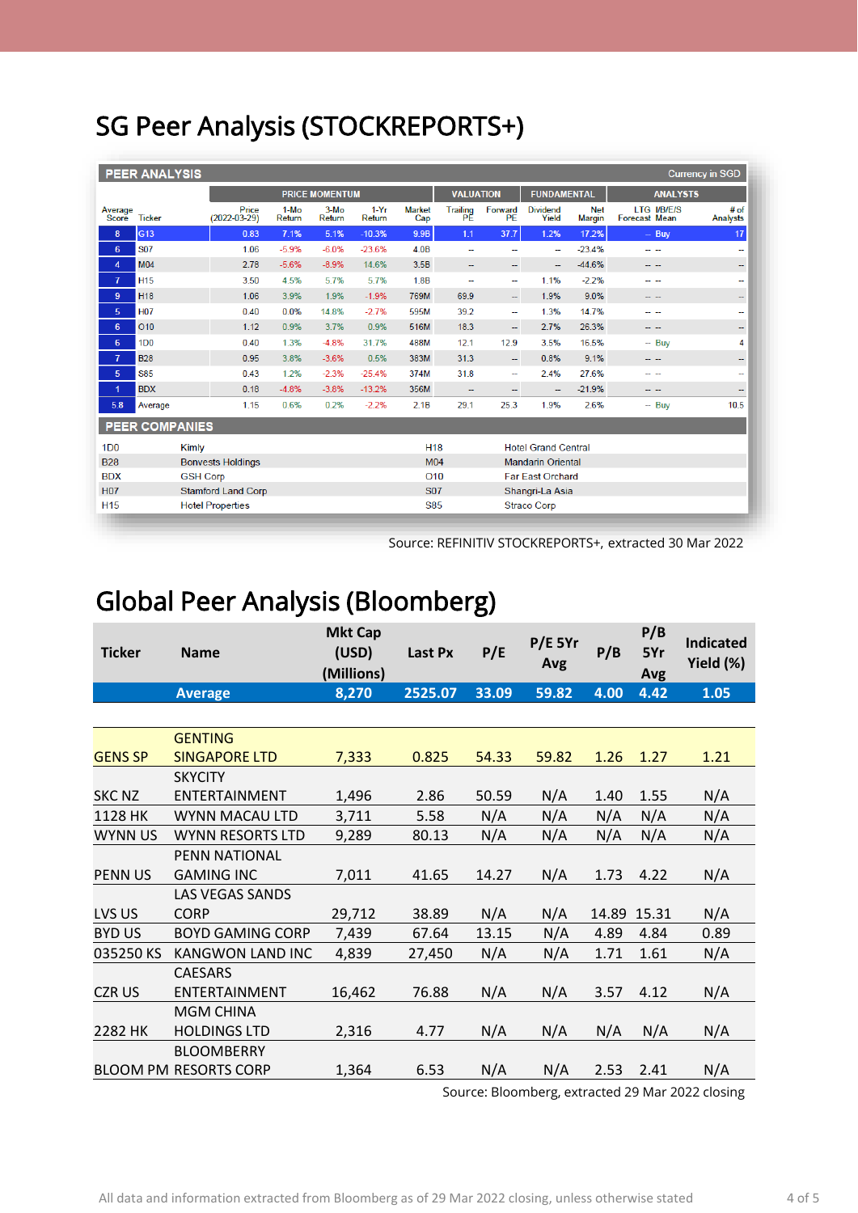# SG Peer Analysis (STOCKREPORTS+)

**PEER ANALYSIS** — Currency in SGD

| | | PRICE MOMENTUM | | | | | VALUATION | | FUNDAMENTAL | | ANALYSTS | | |
|---|---|---|---|---|---|---|---|---|---|---|---|---|---|
| Average Score | Ticker | Price (2022-03-29) | 1-Mo Return | 3-Mo Return | 1-Yr Return | Market Cap | Trailing PE | Forward PE | Dividend Yield | Net Margin | LTG Forecast | I/B/E/S Mean | # of Analysts |
| 8 | G13 | 0.83 | 7.1% | 5.1% | -10.3% | 9.9B | 1.1 | 37.7 | 1.2% | 17.2% | -- | Buy | 17 |
| 6 | S07 | 1.06 | -5.9% | -6.0% | -23.6% | 4.0B | -- | -- | -- | -23.4% | -- | -- | -- |
| 4 | M04 | 2.78 | -5.6% | -8.9% | 14.6% | 3.5B | -- | -- | -- | -44.6% | -- | -- | -- |
| 7 | H15 | 3.50 | 4.5% | 5.7% | 5.7% | 1.8B | -- | -- | 1.1% | -2.2% | -- | -- | -- |
| 9 | H18 | 1.06 | 3.9% | 1.9% | -1.9% | 769M | 69.9 | -- | 1.9% | 9.0% | -- | -- | -- |
| 5 | H07 | 0.40 | 0.0% | 14.8% | -2.7% | 595M | 39.2 | -- | 1.3% | 14.7% | -- | -- | -- |
| 6 | O10 | 1.12 | 0.9% | 3.7% | 0.9% | 516M | 18.3 | -- | 2.7% | 26.3% | -- | -- | -- |
| 6 | 1D0 | 0.40 | 1.3% | -4.8% | 31.7% | 488M | 12.1 | 12.9 | 3.5% | 16.5% | -- | Buy | 4 |
| 7 | B28 | 0.95 | 3.8% | -3.6% | 0.5% | 383M | 31.3 | -- | 0.8% | 9.1% | -- | -- | -- |
| 5 | S85 | 0.43 | 1.2% | -2.3% | -25.4% | 374M | 31.8 | -- | 2.4% | 27.6% | -- | -- | -- |
| 1 | BDX | 0.18 | -4.8% | -3.8% | -13.2% | 356M | -- | -- | -- | -21.9% | -- | -- | -- |
| 5.8 | Average | 1.15 | 0.6% | 0.2% | -2.2% | 2.1B | 29.1 | 25.3 | 1.9% | 2.6% | -- | Buy | 10.5 |

**PEER COMPANIES**

| Ticker | Name | Ticker | Name |
|---|---|---|---|
| 1D0 | Kimly | H18 | Hotel Grand Central |
| B28 | Bonvests Holdings | M04 | Mandarin Oriental |
| BDX | GSH Corp | O10 | Far East Orchard |
| H07 | Stamford Land Corp | S07 | Shangri-La Asia |
| H15 | Hotel Properties | S85 | Straco Corp |

Source: REFINITIV STOCKREPORTS+, extracted 30 Mar 2022

# Global Peer Analysis (Bloomberg)

| Ticker | Name | Mkt Cap (USD) (Millions) | Last Px | P/E | P/E 5Yr Avg | P/B | P/B 5Yr Avg | Indicated Yield (%) |
|---|---|---|---|---|---|---|---|---|
| | **Average** | **8,270** | **2525.07** | **33.09** | **59.82** | **4.00** | **4.42** | **1.05** |
| GENS SP | GENTING SINGAPORE LTD | 7,333 | 0.825 | 54.33 | 59.82 | 1.26 | 1.27 | 1.21 |
| SKC NZ | SKYCITY ENTERTAINMENT | 1,496 | 2.86 | 50.59 | N/A | 1.40 | 1.55 | N/A |
| 1128 HK | WYNN MACAU LTD | 3,711 | 5.58 | N/A | N/A | N/A | N/A | N/A |
| WYNN US | WYNN RESORTS LTD | 9,289 | 80.13 | N/A | N/A | N/A | N/A | N/A |
| PENN US | PENN NATIONAL GAMING INC | 7,011 | 41.65 | 14.27 | N/A | 1.73 | 4.22 | N/A |
| LVS US | LAS VEGAS SANDS CORP | 29,712 | 38.89 | N/A | N/A | 14.89 | 15.31 | N/A |
| BYD US | BOYD GAMING CORP | 7,439 | 67.64 | 13.15 | N/A | 4.89 | 4.84 | 0.89 |
| 035250 KS | KANGWON LAND INC | 4,839 | 27,450 | N/A | N/A | 1.71 | 1.61 | N/A |
| CZR US | CAESARS ENTERTAINMENT | 16,462 | 76.88 | N/A | N/A | 3.57 | 4.12 | N/A |
| 2282 HK | MGM CHINA HOLDINGS LTD | 2,316 | 4.77 | N/A | N/A | N/A | N/A | N/A |
| BLOOM PM | BLOOMBERRY RESORTS CORP | 1,364 | 6.53 | N/A | N/A | 2.53 | 2.41 | N/A |

Source: Bloomberg, extracted 29 Mar 2022 closing

All data and information extracted from Bloomberg as of 29 Mar 2022 closing, unless otherwise stated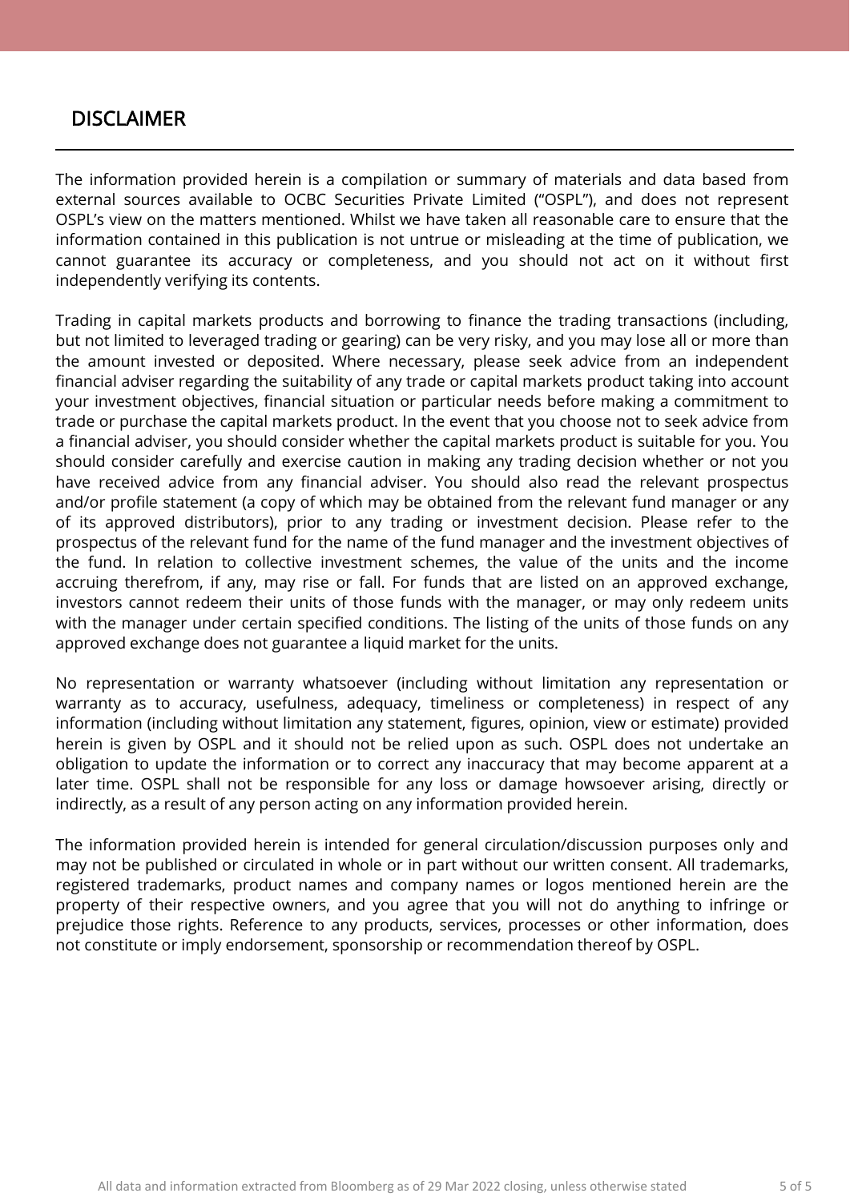## DISCLAIMER

The information provided herein is a compilation or summary of materials and data based from external sources available to OCBC Securities Private Limited ("OSPL"), and does not represent OSPL's view on the matters mentioned. Whilst we have taken all reasonable care to ensure that the information contained in this publication is not untrue or misleading at the time of publication, we cannot guarantee its accuracy or completeness, and you should not act on it without first independently verifying its contents.

Trading in capital markets products and borrowing to finance the trading transactions (including, but not limited to leveraged trading or gearing) can be very risky, and you may lose all or more than the amount invested or deposited. Where necessary, please seek advice from an independent financial adviser regarding the suitability of any trade or capital markets product taking into account your investment objectives, financial situation or particular needs before making a commitment to trade or purchase the capital markets product. In the event that you choose not to seek advice from a financial adviser, you should consider whether the capital markets product is suitable for you. You should consider carefully and exercise caution in making any trading decision whether or not you have received advice from any financial adviser. You should also read the relevant prospectus and/or profile statement (a copy of which may be obtained from the relevant fund manager or any of its approved distributors), prior to any trading or investment decision. Please refer to the prospectus of the relevant fund for the name of the fund manager and the investment objectives of the fund. In relation to collective investment schemes, the value of the units and the income accruing therefrom, if any, may rise or fall. For funds that are listed on an approved exchange, investors cannot redeem their units of those funds with the manager, or may only redeem units with the manager under certain specified conditions. The listing of the units of those funds on any approved exchange does not guarantee a liquid market for the units.

No representation or warranty whatsoever (including without limitation any representation or warranty as to accuracy, usefulness, adequacy, timeliness or completeness) in respect of any information (including without limitation any statement, figures, opinion, view or estimate) provided herein is given by OSPL and it should not be relied upon as such. OSPL does not undertake an obligation to update the information or to correct any inaccuracy that may become apparent at a later time. OSPL shall not be responsible for any loss or damage howsoever arising, directly or indirectly, as a result of any person acting on any information provided herein.

The information provided herein is intended for general circulation/discussion purposes only and may not be published or circulated in whole or in part without our written consent. All trademarks, registered trademarks, product names and company names or logos mentioned herein are the property of their respective owners, and you agree that you will not do anything to infringe or prejudice those rights. Reference to any products, services, processes or other information, does not constitute or imply endorsement, sponsorship or recommendation thereof by OSPL.